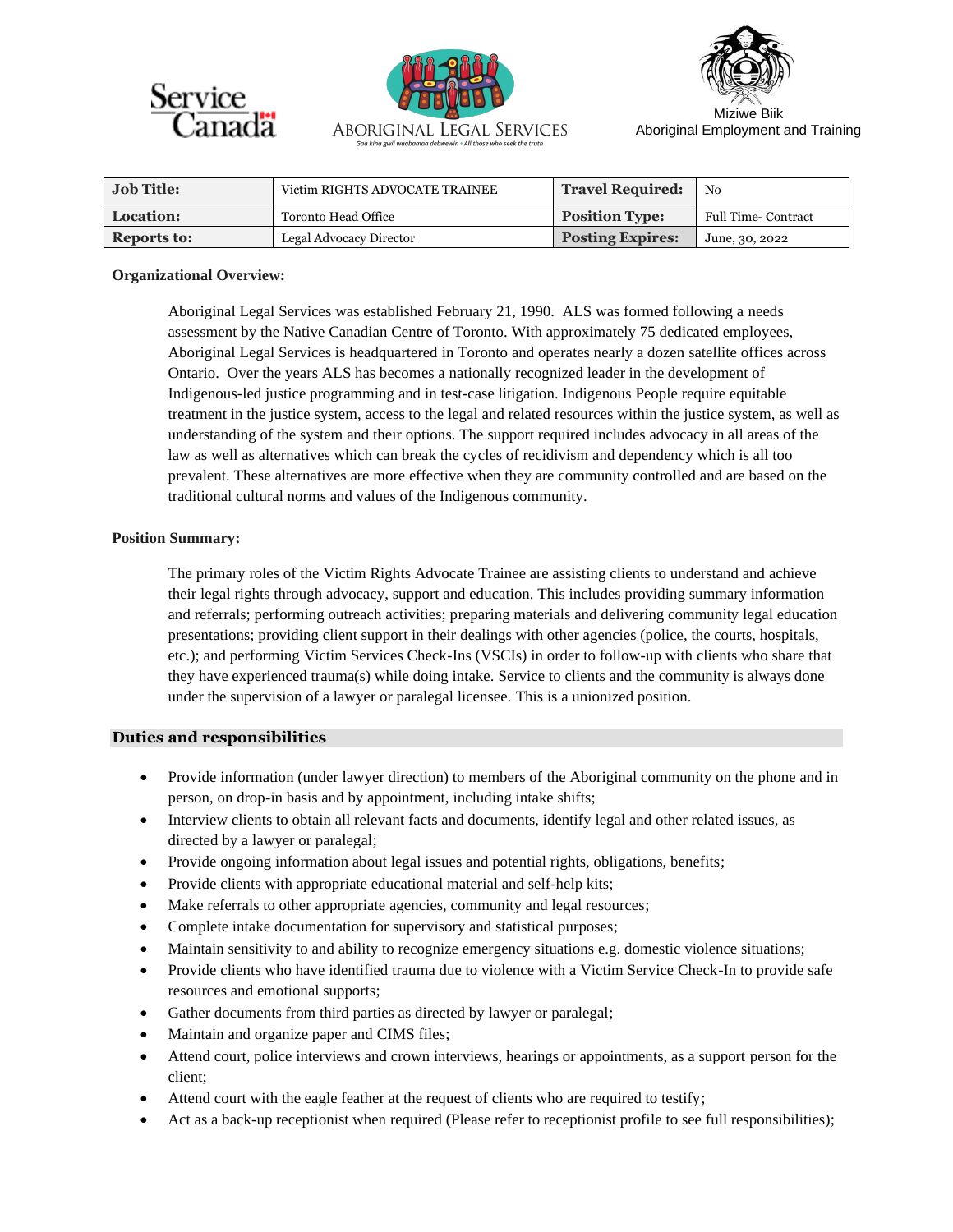Service Canada

ABORIGINAL LEGAL SERVICES
Gaa kina gwii waabamaa debwewin • All those who seek the truth

Miziwe Biik
Aboriginal Employment and Training

| **Job Title:** | Victim RIGHTS ADVOCATE TRAINEE | **Travel Required:** | No |
|---|---|---|---|
| **Location:** | Toronto Head Office | **Position Type:** | Full Time- Contract |
| **Reports to:** | Legal Advocacy Director | **Posting Expires:** | June, 30, 2022 |

**Organizational Overview:**

Aboriginal Legal Services was established February 21, 1990. ALS was formed following a needs assessment by the Native Canadian Centre of Toronto. With approximately 75 dedicated employees, Aboriginal Legal Services is headquartered in Toronto and operates nearly a dozen satellite offices across Ontario. Over the years ALS has becomes a nationally recognized leader in the development of Indigenous-led justice programming and in test-case litigation. Indigenous People require equitable treatment in the justice system, access to the legal and related resources within the justice system, as well as understanding of the system and their options. The support required includes advocacy in all areas of the law as well as alternatives which can break the cycles of recidivism and dependency which is all too prevalent. These alternatives are more effective when they are community controlled and are based on the traditional cultural norms and values of the Indigenous community.

**Position Summary:**

The primary roles of the Victim Rights Advocate Trainee are assisting clients to understand and achieve their legal rights through advocacy, support and education. This includes providing summary information and referrals; performing outreach activities; preparing materials and delivering community legal education presentations; providing client support in their dealings with other agencies (police, the courts, hospitals, etc.); and performing Victim Services Check-Ins (VSCIs) in order to follow-up with clients who share that they have experienced trauma(s) while doing intake. Service to clients and the community is always done under the supervision of a lawyer or paralegal licensee. This is a unionized position.

## Duties and responsibilities

- Provide information (under lawyer direction) to members of the Aboriginal community on the phone and in person, on drop-in basis and by appointment, including intake shifts;
- Interview clients to obtain all relevant facts and documents, identify legal and other related issues, as directed by a lawyer or paralegal;
- Provide ongoing information about legal issues and potential rights, obligations, benefits;
- Provide clients with appropriate educational material and self-help kits;
- Make referrals to other appropriate agencies, community and legal resources;
- Complete intake documentation for supervisory and statistical purposes;
- Maintain sensitivity to and ability to recognize emergency situations e.g. domestic violence situations;
- Provide clients who have identified trauma due to violence with a Victim Service Check-In to provide safe resources and emotional supports;
- Gather documents from third parties as directed by lawyer or paralegal;
- Maintain and organize paper and CIMS files;
- Attend court, police interviews and crown interviews, hearings or appointments, as a support person for the client;
- Attend court with the eagle feather at the request of clients who are required to testify;
- Act as a back-up receptionist when required (Please refer to receptionist profile to see full responsibilities);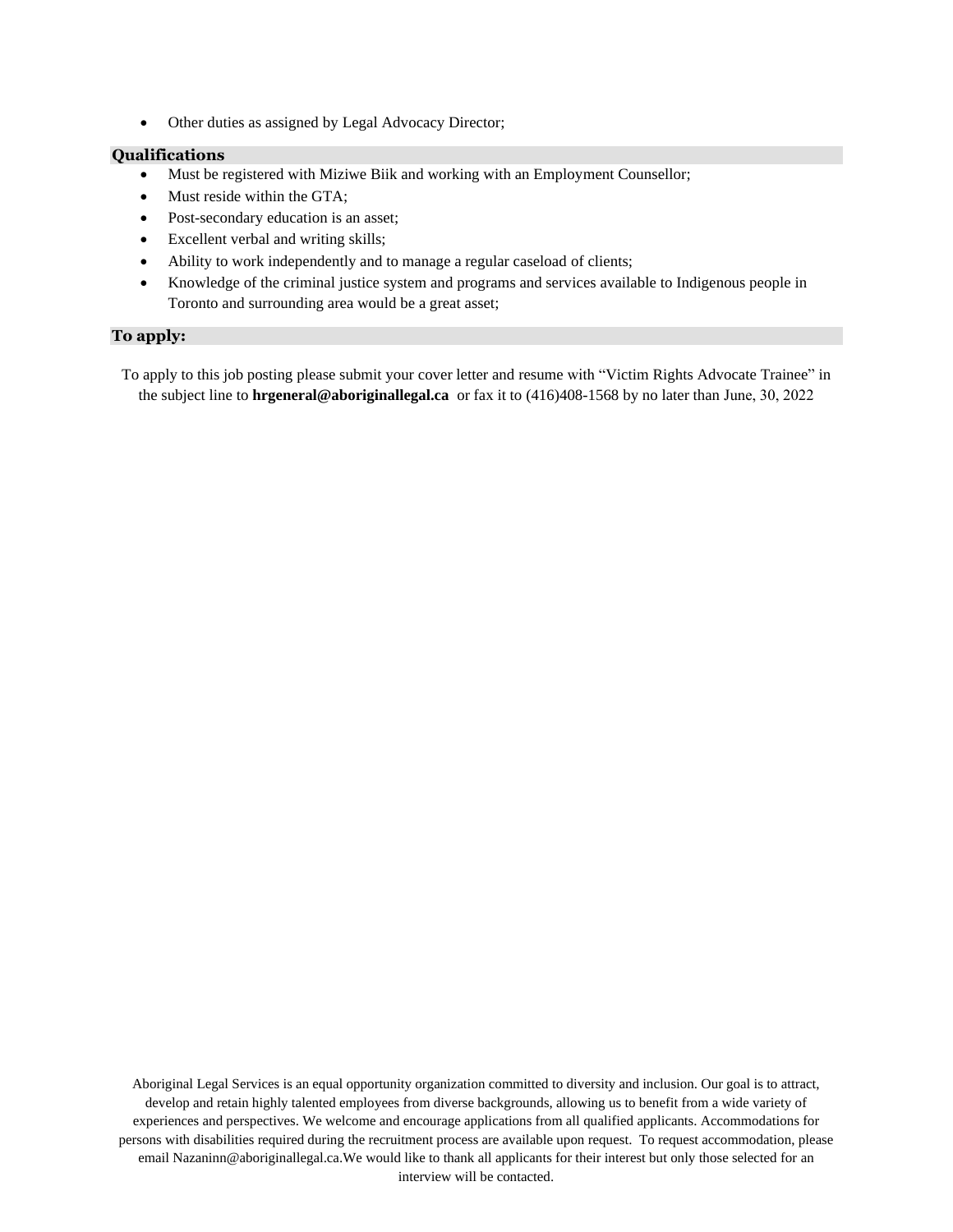- Other duties as assigned by Legal Advocacy Director;

## Qualifications

- Must be registered with Miziwe Biik and working with an Employment Counsellor;
- Must reside within the GTA;
- Post-secondary education is an asset;
- Excellent verbal and writing skills;
- Ability to work independently and to manage a regular caseload of clients;
- Knowledge of the criminal justice system and programs and services available to Indigenous people in Toronto and surrounding area would be a great asset;

## To apply:

To apply to this job posting please submit your cover letter and resume with "Victim Rights Advocate Trainee" in the subject line to **hrgeneral@aboriginallegal.ca** or fax it to (416)408-1568 by no later than June, 30, 2022

Aboriginal Legal Services is an equal opportunity organization committed to diversity and inclusion. Our goal is to attract, develop and retain highly talented employees from diverse backgrounds, allowing us to benefit from a wide variety of experiences and perspectives. We welcome and encourage applications from all qualified applicants. Accommodations for persons with disabilities required during the recruitment process are available upon request. To request accommodation, please email Nazaninn@aboriginallegal.ca.We would like to thank all applicants for their interest but only those selected for an interview will be contacted.